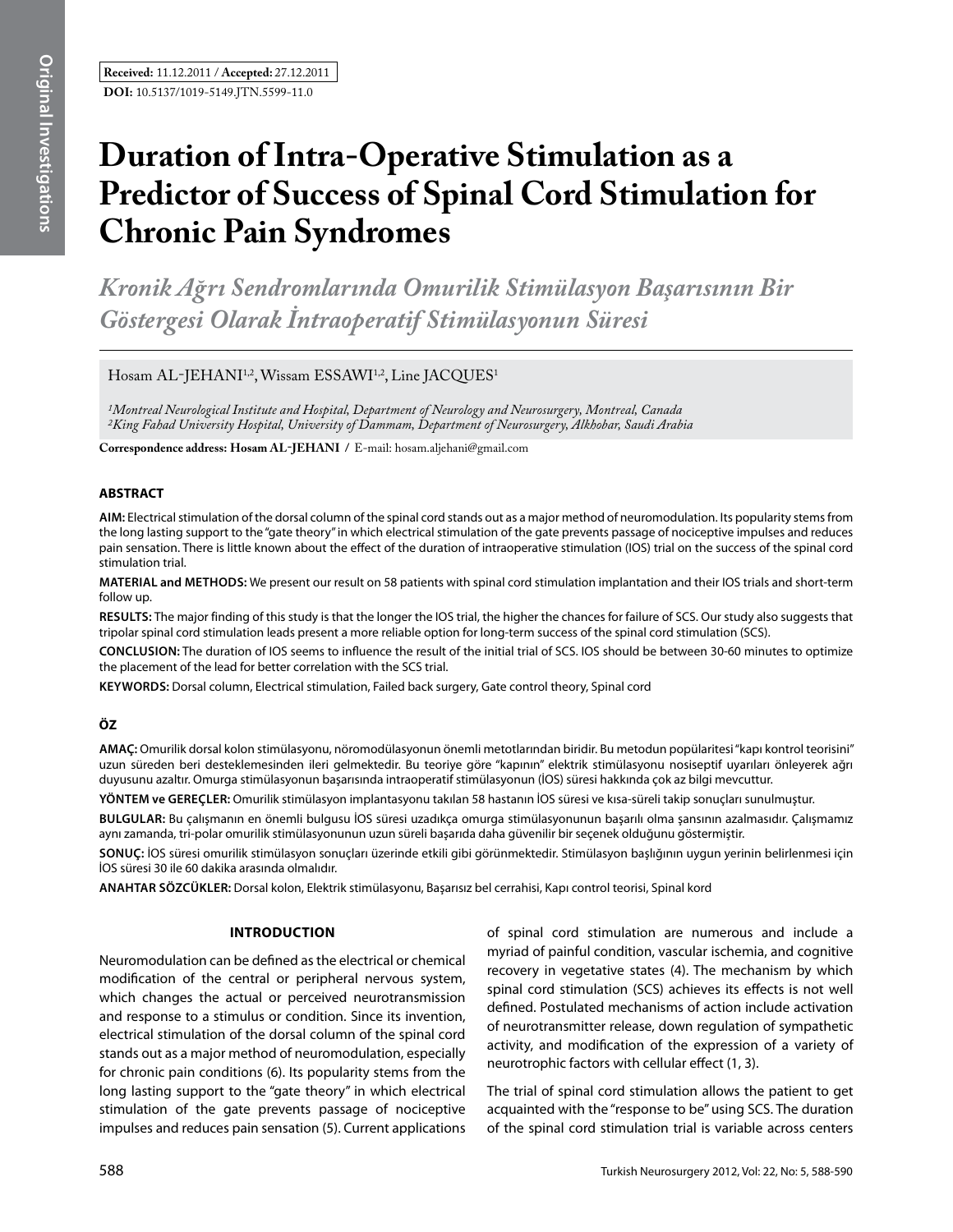**Received:** 11.12.2011 / **Accepted:** 27.12.2011

**DOI:** 10.5137/1019-5149.JTN.5599-11.0

# Duration of Intra-Operative Stimulation as a Predictor of Success of Spinal Cord Stimulation for Chronic Pain Syndromes

## *Kronik Ağrı Sendromlarında Omurilik Stimülasyon Başarısının Bir Göstergesi Olarak İntraoperatif Stimülasyonun Süresi*

Hosam AL-JEHANI[1,2], Wissam ESSAWI[1,2], Line JACQUES[1]

*[1]Montreal Neurological Institute and Hospital, Department of Neurology and Neurosurgery, Montreal, Canada*
*[2]King Fahad University Hospital, University of Dammam, Department of Neurosurgery, Alkhobar, Saudi Arabia*

**Correspondence address: Hosam AL-JEHANI /** E-mail: hosam.aljehani@gmail.com

### ABSTRACT

**AIM:** Electrical stimulation of the dorsal column of the spinal cord stands out as a major method of neuromodulation. Its popularity stems from the long lasting support to the "gate theory" in which electrical stimulation of the gate prevents passage of nociceptive impulses and reduces pain sensation. There is little known about the effect of the duration of intraoperative stimulation (IOS) trial on the success of the spinal cord stimulation trial.

**MATERIAL and METHODS:** We present our result on 58 patients with spinal cord stimulation implantation and their IOS trials and short-term follow up.

**RESULTS:** The major finding of this study is that the longer the IOS trial, the higher the chances for failure of SCS. Our study also suggests that tripolar spinal cord stimulation leads present a more reliable option for long-term success of the spinal cord stimulation (SCS).

**CONCLUSION:** The duration of IOS seems to influence the result of the initial trial of SCS. IOS should be between 30-60 minutes to optimize the placement of the lead for better correlation with the SCS trial.

**KEYWORDS:** Dorsal column, Electrical stimulation, Failed back surgery, Gate control theory, Spinal cord

### ÖZ

**AMAÇ:** Omurilik dorsal kolon stimülasyonu, nöromodülasyonun önemli metotlarından biridir. Bu metodun popülaritesi "kapı kontrol teorisini" uzun süreden beri desteklemesinden ileri gelmektedir. Bu teoriye göre "kapının" elektrik stimülasyonu nosiseptif uyarıları önleyerek ağrı duyusunu azaltır. Omurga stimülasyonun başarısında intraoperatif stimülasyonun (İOS) süresi hakkında çok az bilgi mevcuttur.

**YÖNTEM ve GEREÇLER:** Omurilik stimülasyon implantasyonu takılan 58 hastanın İOS süresi ve kısa-süreli takip sonuçları sunulmuştur.

**BULGULAR:** Bu çalışmanın en önemli bulgusu İOS süresi uzadıkça omurga stimülasyonunun başarılı olma şansının azalmasıdır. Çalışmamız aynı zamanda, tri-polar omurilik stimülasyonunun uzun süreli başarıda daha güvenilir bir seçenek olduğunu göstermiştir.

**SONUÇ:** İOS süresi omurilik stimülasyon sonuçları üzerinde etkili gibi görünmektedir. Stimülasyon başlığının uygun yerinin belirlenmesi için İOS süresi 30 ile 60 dakika arasında olmalıdır.

**ANAHTAR SÖZCÜKLER:** Dorsal kolon, Elektrik stimülasyonu, Başarısız bel cerrahisi, Kapı control teorisi, Spinal kord

## INTRODUCTION

Neuromodulation can be defined as the electrical or chemical modification of the central or peripheral nervous system, which changes the actual or perceived neurotransmission and response to a stimulus or condition. Since its invention, electrical stimulation of the dorsal column of the spinal cord stands out as a major method of neuromodulation, especially for chronic pain conditions (6). Its popularity stems from the long lasting support to the "gate theory" in which electrical stimulation of the gate prevents passage of nociceptive impulses and reduces pain sensation (5). Current applications of spinal cord stimulation are numerous and include a myriad of painful condition, vascular ischemia, and cognitive recovery in vegetative states (4). The mechanism by which spinal cord stimulation (SCS) achieves its effects is not well defined. Postulated mechanisms of action include activation of neurotransmitter release, down regulation of sympathetic activity, and modification of the expression of a variety of neurotrophic factors with cellular effect (1, 3).

The trial of spinal cord stimulation allows the patient to get acquainted with the "response to be" using SCS. The duration of the spinal cord stimulation trial is variable across centers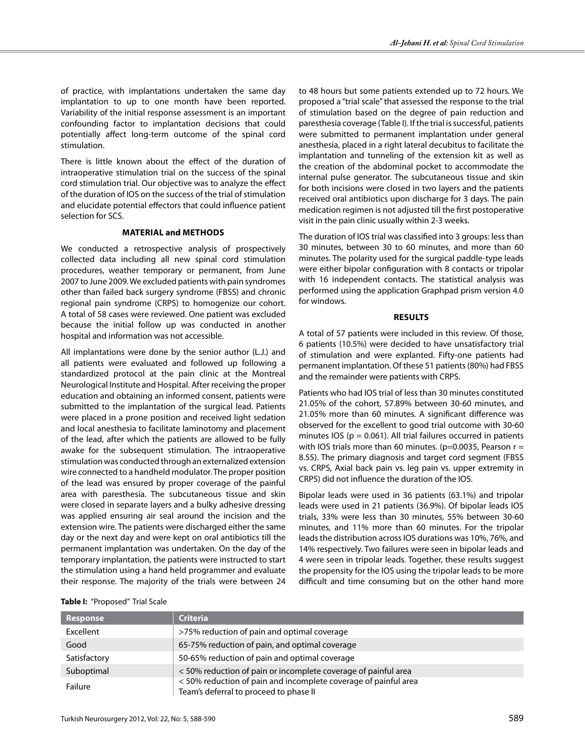of practice, with implantations undertaken the same day implantation to up to one month have been reported. Variability of the initial response assessment is an important confounding factor to implantation decisions that could potentially affect long-term outcome of the spinal cord stimulation.

There is little known about the effect of the duration of intraoperative stimulation trial on the success of the spinal cord stimulation trial. Our objective was to analyze the effect of the duration of IOS on the success of the trial of stimulation and elucidate potential effectors that could influence patient selection for SCS.

## MATERIAL and METHODS

We conducted a retrospective analysis of prospectively collected data including all new spinal cord stimulation procedures, weather temporary or permanent, from June 2007 to June 2009. We excluded patients with pain syndromes other than failed back surgery syndrome (FBSS) and chronic regional pain syndrome (CRPS) to homogenize our cohort. A total of 58 cases were reviewed. One patient was excluded because the initial follow up was conducted in another hospital and information was not accessible.

All implantations were done by the senior author (L.J.) and all patients were evaluated and followed up following a standardized protocol at the pain clinic at the Montreal Neurological Institute and Hospital. After receiving the proper education and obtaining an informed consent, patients were submitted to the implantation of the surgical lead. Patients were placed in a prone position and received light sedation and local anesthesia to facilitate laminotomy and placement of the lead, after which the patients are allowed to be fully awake for the subsequent stimulation. The intraoperative stimulation was conducted through an externalized extension wire connected to a handheld modulator. The proper position of the lead was ensured by proper coverage of the painful area with paresthesia. The subcutaneous tissue and skin were closed in separate layers and a bulky adhesive dressing was applied ensuring air seal around the incision and the extension wire. The patients were discharged either the same day or the next day and were kept on oral antibiotics till the permanent implantation was undertaken. On the day of the temporary implantation, the patients were instructed to start the stimulation using a hand held programmer and evaluate their response. The majority of the trials were between 24 to 48 hours but some patients extended up to 72 hours. We proposed a "trial scale" that assessed the response to the trial of stimulation based on the degree of pain reduction and paresthesia coverage (Table I). If the trial is successful, patients were submitted to permanent implantation under general anesthesia, placed in a right lateral decubitus to facilitate the implantation and tunneling of the extension kit as well as the creation of the abdominal pocket to accommodate the internal pulse generator. The subcutaneous tissue and skin for both incisions were closed in two layers and the patients received oral antibiotics upon discharge for 3 days. The pain medication regimen is not adjusted till the first postoperative visit in the pain clinic usually within 2-3 weeks.

The duration of IOS trial was classified into 3 groups: less than 30 minutes, between 30 to 60 minutes, and more than 60 minutes. The polarity used for the surgical paddle-type leads were either bipolar configuration with 8 contacts or tripolar with 16 independent contacts. The statistical analysis was performed using the application Graphpad prism version 4.0 for windows.

## RESULTS

A total of 57 patients were included in this review. Of those, 6 patients (10.5%) were decided to have unsatisfactory trial of stimulation and were explanted. Fifty-one patients had permanent implantation. Of these 51 patients (80%) had FBSS and the remainder were patients with CRPS.

Patients who had IOS trial of less than 30 minutes constituted 21.05% of the cohort, 57.89% between 30-60 minutes, and 21.05% more than 60 minutes. A significant difference was observed for the excellent to good trial outcome with 30-60 minutes IOS ($p = 0.061$). All trial failures occurred in patients with IOS trials more than 60 minutes. ($p=0.0035$, Pearson $r = 8.55$). The primary diagnosis and target cord segment (FBSS vs. CRPS, Axial back pain vs. leg pain vs. upper extremity in CRPS) did not influence the duration of the IOS.

Bipolar leads were used in 36 patients (63.1%) and tripolar leads were used in 21 patients (36.9%). Of bipolar leads IOS trials, 33% were less than 30 minutes, 55% between 30-60 minutes, and 11% more than 60 minutes. For the tripolar leads the distribution across IOS durations was 10%, 76%, and 14% respectively. Two failures were seen in bipolar leads and 4 were seen in tripolar leads. Together, these results suggest the propensity for the IOS using the tripolar leads to be more difficult and time consuming but on the other hand more

**Table I:** "Proposed" Trial Scale

| Response | Criteria |
|---|---|
| Excellent | >75% reduction of pain and optimal coverage |
| Good | 65-75% reduction of pain, and optimal coverage |
| Satisfactory | 50-65% reduction of pain and optimal coverage |
| Suboptimal | < 50% reduction of pain or incomplete coverage of painful area |
| Failure | < 50% reduction of pain and incomplete coverage of painful area<br>Team's deferral to proceed to phase II |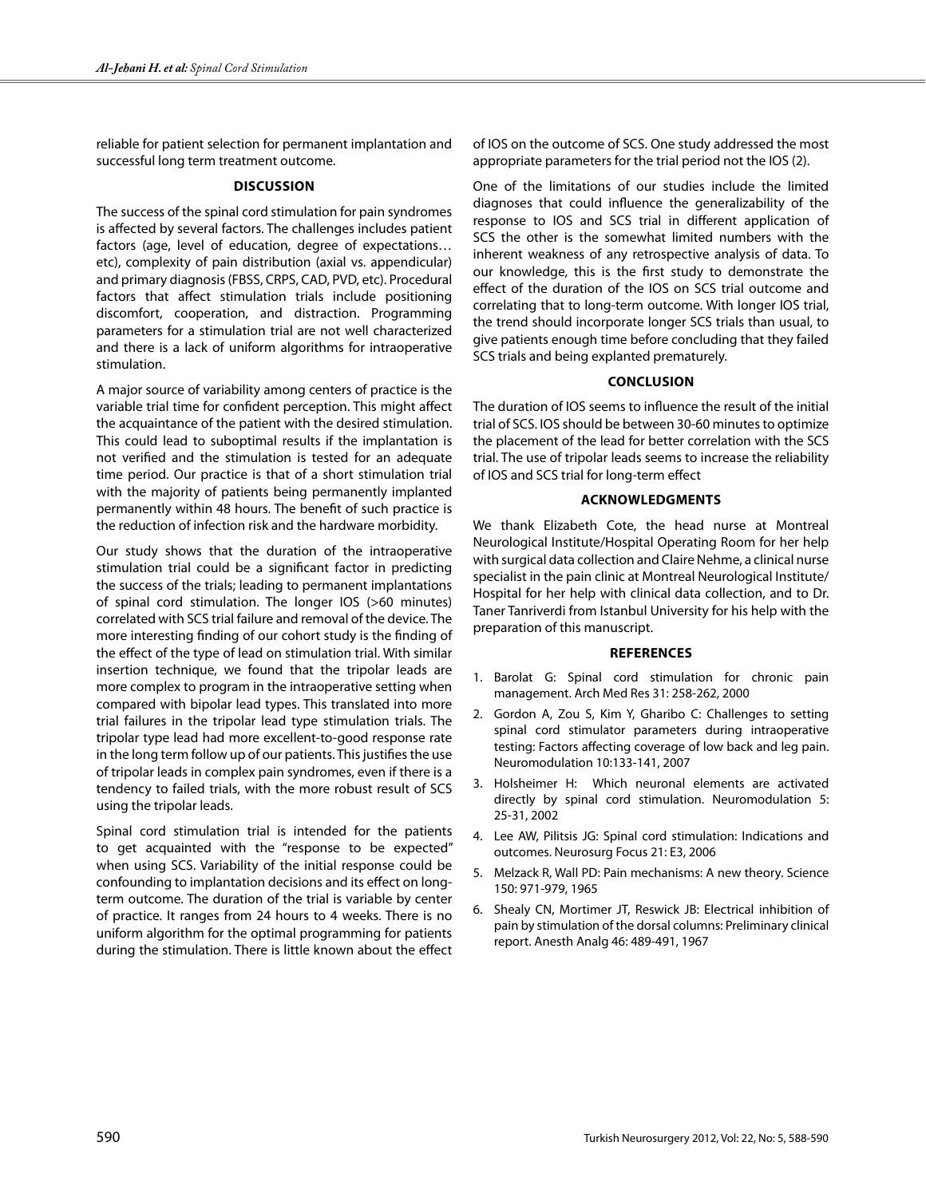reliable for patient selection for permanent implantation and successful long term treatment outcome.

## DISCUSSION

The success of the spinal cord stimulation for pain syndromes is affected by several factors. The challenges includes patient factors (age, level of education, degree of expectations… etc), complexity of pain distribution (axial vs. appendicular) and primary diagnosis (FBSS, CRPS, CAD, PVD, etc). Procedural factors that affect stimulation trials include positioning discomfort, cooperation, and distraction. Programming parameters for a stimulation trial are not well characterized and there is a lack of uniform algorithms for intraoperative stimulation.

A major source of variability among centers of practice is the variable trial time for confident perception. This might affect the acquaintance of the patient with the desired stimulation. This could lead to suboptimal results if the implantation is not verified and the stimulation is tested for an adequate time period. Our practice is that of a short stimulation trial with the majority of patients being permanently implanted permanently within 48 hours. The benefit of such practice is the reduction of infection risk and the hardware morbidity.

Our study shows that the duration of the intraoperative stimulation trial could be a significant factor in predicting the success of the trials; leading to permanent implantations of spinal cord stimulation. The longer IOS (>60 minutes) correlated with SCS trial failure and removal of the device. The more interesting finding of our cohort study is the finding of the effect of the type of lead on stimulation trial. With similar insertion technique, we found that the tripolar leads are more complex to program in the intraoperative setting when compared with bipolar lead types. This translated into more trial failures in the tripolar lead type stimulation trials. The tripolar type lead had more excellent-to-good response rate in the long term follow up of our patients. This justifies the use of tripolar leads in complex pain syndromes, even if there is a tendency to failed trials, with the more robust result of SCS using the tripolar leads.

Spinal cord stimulation trial is intended for the patients to get acquainted with the "response to be expected" when using SCS. Variability of the initial response could be confounding to implantation decisions and its effect on long-term outcome. The duration of the trial is variable by center of practice. It ranges from 24 hours to 4 weeks. There is no uniform algorithm for the optimal programming for patients during the stimulation. There is little known about the effect of IOS on the outcome of SCS. One study addressed the most appropriate parameters for the trial period not the IOS (2).

One of the limitations of our studies include the limited diagnoses that could influence the generalizability of the response to IOS and SCS trial in different application of SCS the other is the somewhat limited numbers with the inherent weakness of any retrospective analysis of data. To our knowledge, this is the first study to demonstrate the effect of the duration of the IOS on SCS trial outcome and correlating that to long-term outcome. With longer IOS trial, the trend should incorporate longer SCS trials than usual, to give patients enough time before concluding that they failed SCS trials and being explanted prematurely.

## CONCLUSION

The duration of IOS seems to influence the result of the initial trial of SCS. IOS should be between 30-60 minutes to optimize the placement of the lead for better correlation with the SCS trial. The use of tripolar leads seems to increase the reliability of IOS and SCS trial for long-term effect

## ACKNOWLEDGMENTS

We thank Elizabeth Cote, the head nurse at Montreal Neurological Institute/Hospital Operating Room for her help with surgical data collection and Claire Nehme, a clinical nurse specialist in the pain clinic at Montreal Neurological Institute/ Hospital for her help with clinical data collection, and to Dr. Taner Tanriverdi from Istanbul University for his help with the preparation of this manuscript.

## REFERENCES

1. Barolat G: Spinal cord stimulation for chronic pain management. Arch Med Res 31: 258-262, 2000
2. Gordon A, Zou S, Kim Y, Gharibo C: Challenges to setting spinal cord stimulator parameters during intraoperative testing: Factors affecting coverage of low back and leg pain. Neuromodulation 10:133-141, 2007
3. Holsheimer H: Which neuronal elements are activated directly by spinal cord stimulation. Neuromodulation 5: 25-31, 2002
4. Lee AW, Pilitsis JG: Spinal cord stimulation: Indications and outcomes. Neurosurg Focus 21: E3, 2006
5. Melzack R, Wall PD: Pain mechanisms: A new theory. Science 150: 971-979, 1965
6. Shealy CN, Mortimer JT, Reswick JB: Electrical inhibition of pain by stimulation of the dorsal columns: Preliminary clinical report. Anesth Analg 46: 489-491, 1967